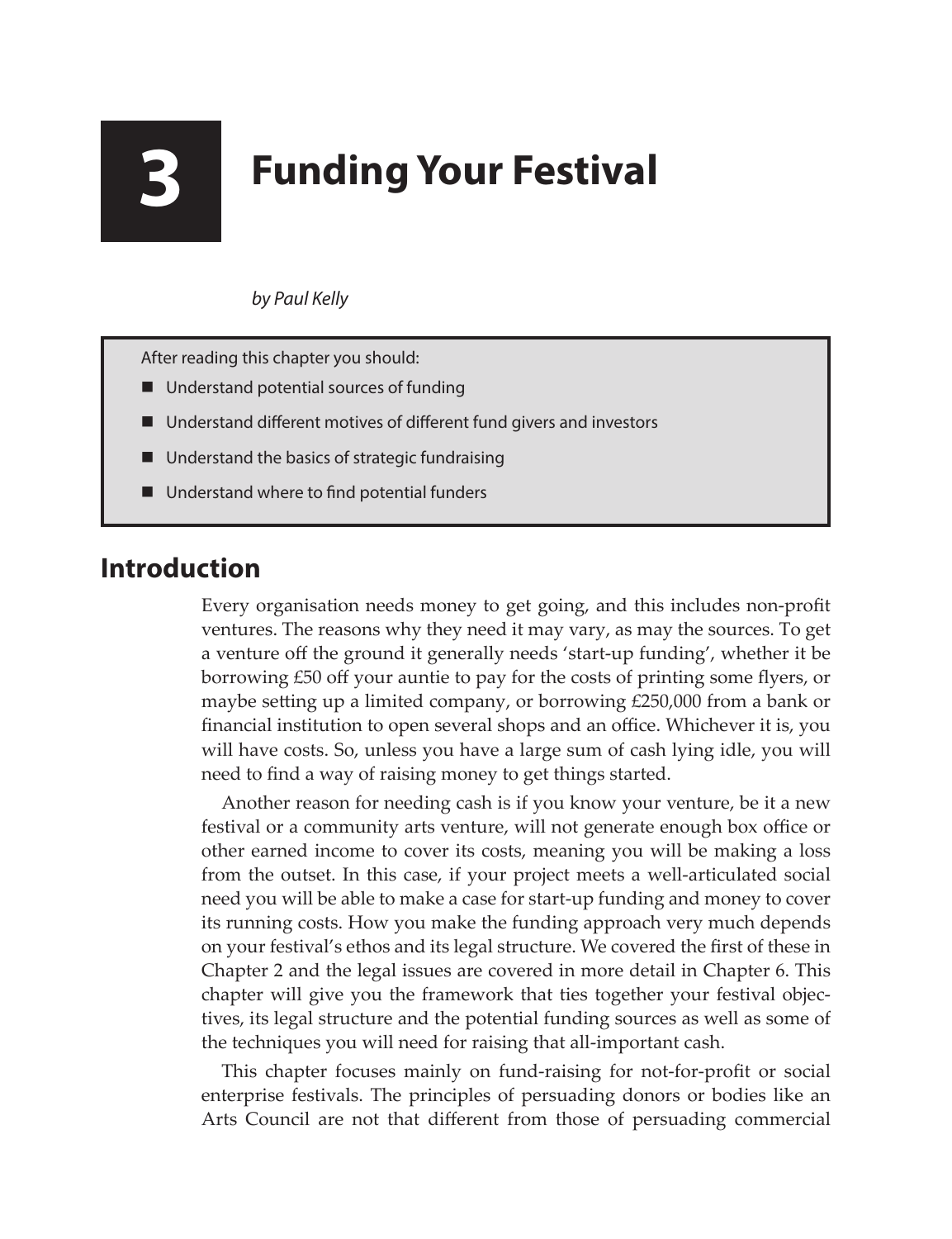# 3 Funding Your Festival

*by Paul Kelly*

After reading this chapter you should:

- Understand potential sources of funding
- Understand different motives of different fund givers and investors
- Understand the basics of strategic fundraising
- Understand where to find potential funders

## Introduction

Every organisation needs money to get going, and this includes non-profit ventures. The reasons why they need it may vary, as may the sources. To get a venture off the ground it generally needs 'start-up funding', whether it be borrowing £50 off your auntie to pay for the costs of printing some flyers, or maybe setting up a limited company, or borrowing £250,000 from a bank or financial institution to open several shops and an office. Whichever it is, you will have costs. So, unless you have a large sum of cash lying idle, you will need to find a way of raising money to get things started.

Another reason for needing cash is if you know your venture, be it a new festival or a community arts venture, will not generate enough box office or other earned income to cover its costs, meaning you will be making a loss from the outset. In this case, if your project meets a well-articulated social need you will be able to make a case for start-up funding and money to cover its running costs. How you make the funding approach very much depends on your festival's ethos and its legal structure. We covered the first of these in Chapter 2 and the legal issues are covered in more detail in Chapter 6. This chapter will give you the framework that ties together your festival objectives, its legal structure and the potential funding sources as well as some of the techniques you will need for raising that all-important cash.

This chapter focuses mainly on fund-raising for not-for-profit or social enterprise festivals. The principles of persuading donors or bodies like an Arts Council are not that different from those of persuading commercial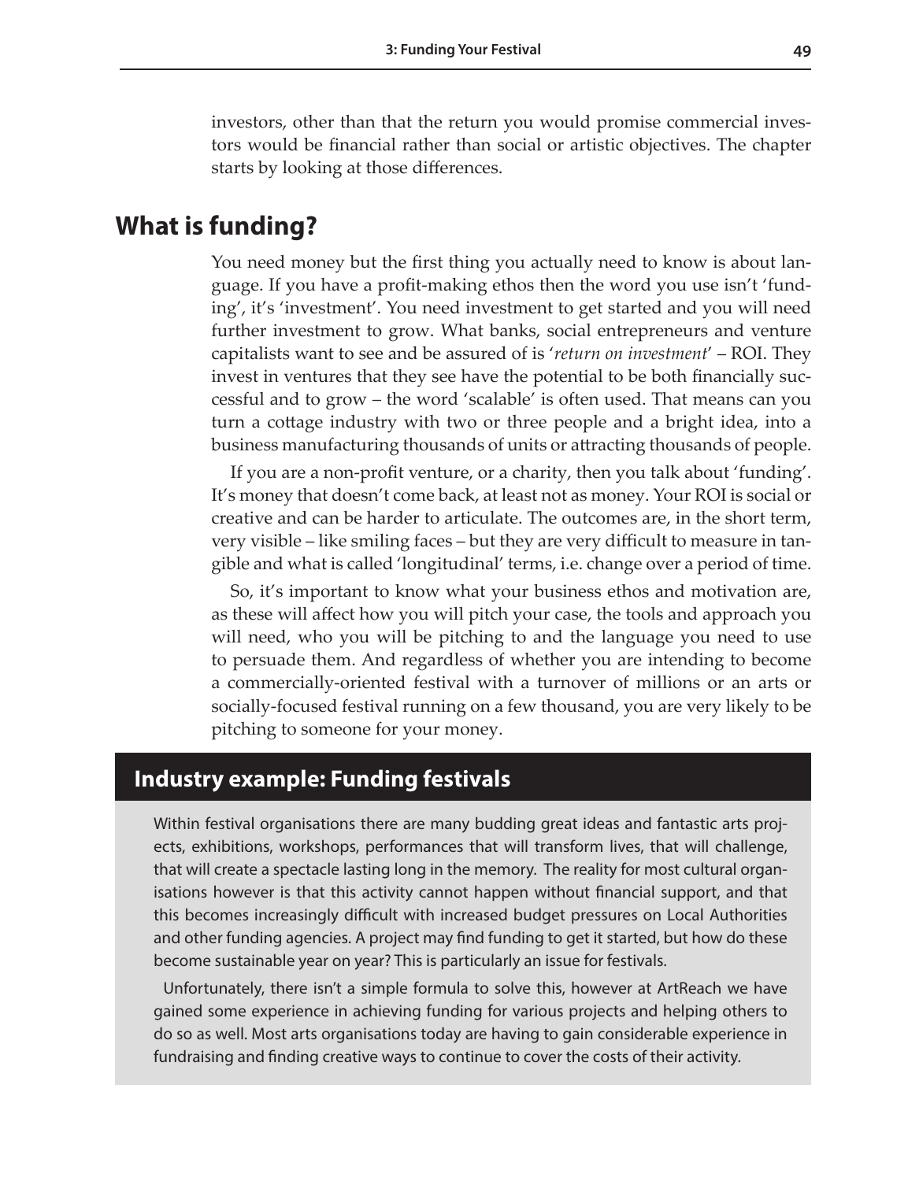investors, other than that the return you would promise commercial investors would be financial rather than social or artistic objectives. The chapter starts by looking at those differences.

## What is funding?

You need money but the first thing you actually need to know is about language. If you have a profit-making ethos then the word you use isn't 'funding', it's 'investment'. You need investment to get started and you will need further investment to grow. What banks, social entrepreneurs and venture capitalists want to see and be assured of is '*return on investment*' – ROI. They invest in ventures that they see have the potential to be both financially successful and to grow – the word 'scalable' is often used. That means can you turn a cottage industry with two or three people and a bright idea, into a business manufacturing thousands of units or attracting thousands of people.

If you are a non-profit venture, or a charity, then you talk about 'funding'. It's money that doesn't come back, at least not as money. Your ROI is social or creative and can be harder to articulate. The outcomes are, in the short term, very visible – like smiling faces – but they are very difficult to measure in tangible and what is called 'longitudinal' terms, i.e. change over a period of time.

So, it's important to know what your business ethos and motivation are, as these will affect how you will pitch your case, the tools and approach you will need, who you will be pitching to and the language you need to use to persuade them. And regardless of whether you are intending to become a commercially-oriented festival with a turnover of millions or an arts or socially-focused festival running on a few thousand, you are very likely to be pitching to someone for your money.

### Industry example: Funding festivals

Within festival organisations there are many budding great ideas and fantastic arts projects, exhibitions, workshops, performances that will transform lives, that will challenge, that will create a spectacle lasting long in the memory. The reality for most cultural organisations however is that this activity cannot happen without financial support, and that this becomes increasingly difficult with increased budget pressures on Local Authorities and other funding agencies. A project may find funding to get it started, but how do these become sustainable year on year? This is particularly an issue for festivals.

Unfortunately, there isn't a simple formula to solve this, however at ArtReach we have gained some experience in achieving funding for various projects and helping others to do so as well. Most arts organisations today are having to gain considerable experience in fundraising and finding creative ways to continue to cover the costs of their activity.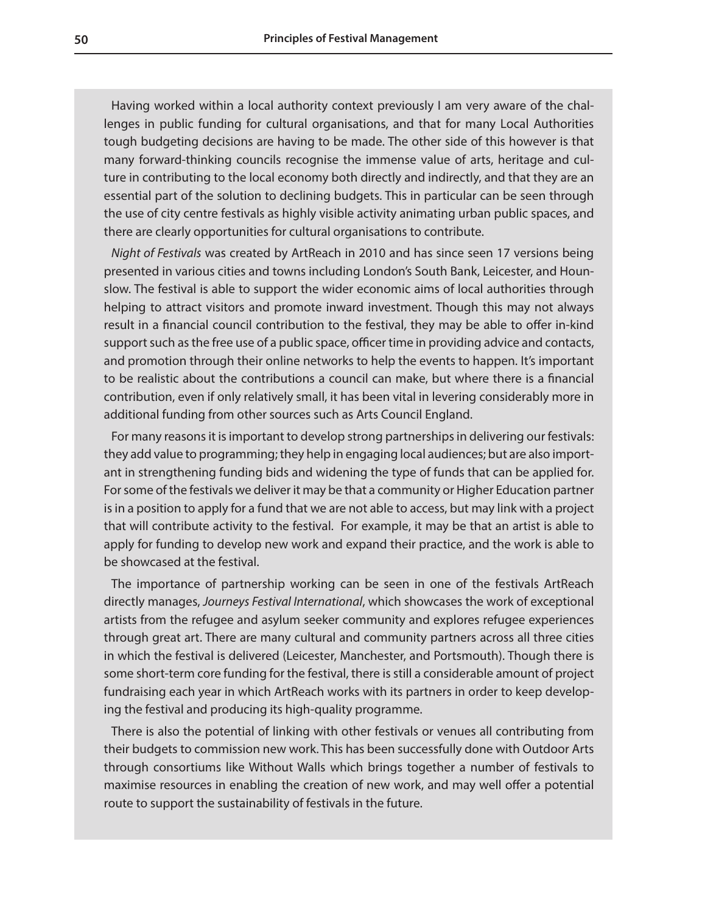Having worked within a local authority context previously I am very aware of the challenges in public funding for cultural organisations, and that for many Local Authorities tough budgeting decisions are having to be made. The other side of this however is that many forward-thinking councils recognise the immense value of arts, heritage and culture in contributing to the local economy both directly and indirectly, and that they are an essential part of the solution to declining budgets. This in particular can be seen through the use of city centre festivals as highly visible activity animating urban public spaces, and there are clearly opportunities for cultural organisations to contribute.

*Night of Festivals* was created by ArtReach in 2010 and has since seen 17 versions being presented in various cities and towns including London's South Bank, Leicester, and Hounslow. The festival is able to support the wider economic aims of local authorities through helping to attract visitors and promote inward investment. Though this may not always result in a financial council contribution to the festival, they may be able to offer in-kind support such as the free use of a public space, officer time in providing advice and contacts, and promotion through their online networks to help the events to happen. It's important to be realistic about the contributions a council can make, but where there is a financial contribution, even if only relatively small, it has been vital in levering considerably more in additional funding from other sources such as Arts Council England.

For many reasons it is important to develop strong partnerships in delivering our festivals: they add value to programming; they help in engaging local audiences; but are also important in strengthening funding bids and widening the type of funds that can be applied for. For some of the festivals we deliver it may be that a community or Higher Education partner is in a position to apply for a fund that we are not able to access, but may link with a project that will contribute activity to the festival. For example, it may be that an artist is able to apply for funding to develop new work and expand their practice, and the work is able to be showcased at the festival.

The importance of partnership working can be seen in one of the festivals ArtReach directly manages, *Journeys Festival International*, which showcases the work of exceptional artists from the refugee and asylum seeker community and explores refugee experiences through great art. There are many cultural and community partners across all three cities in which the festival is delivered (Leicester, Manchester, and Portsmouth). Though there is some short-term core funding for the festival, there is still a considerable amount of project fundraising each year in which ArtReach works with its partners in order to keep developing the festival and producing its high-quality programme.

There is also the potential of linking with other festivals or venues all contributing from their budgets to commission new work. This has been successfully done with Outdoor Arts through consortiums like Without Walls which brings together a number of festivals to maximise resources in enabling the creation of new work, and may well offer a potential route to support the sustainability of festivals in the future.